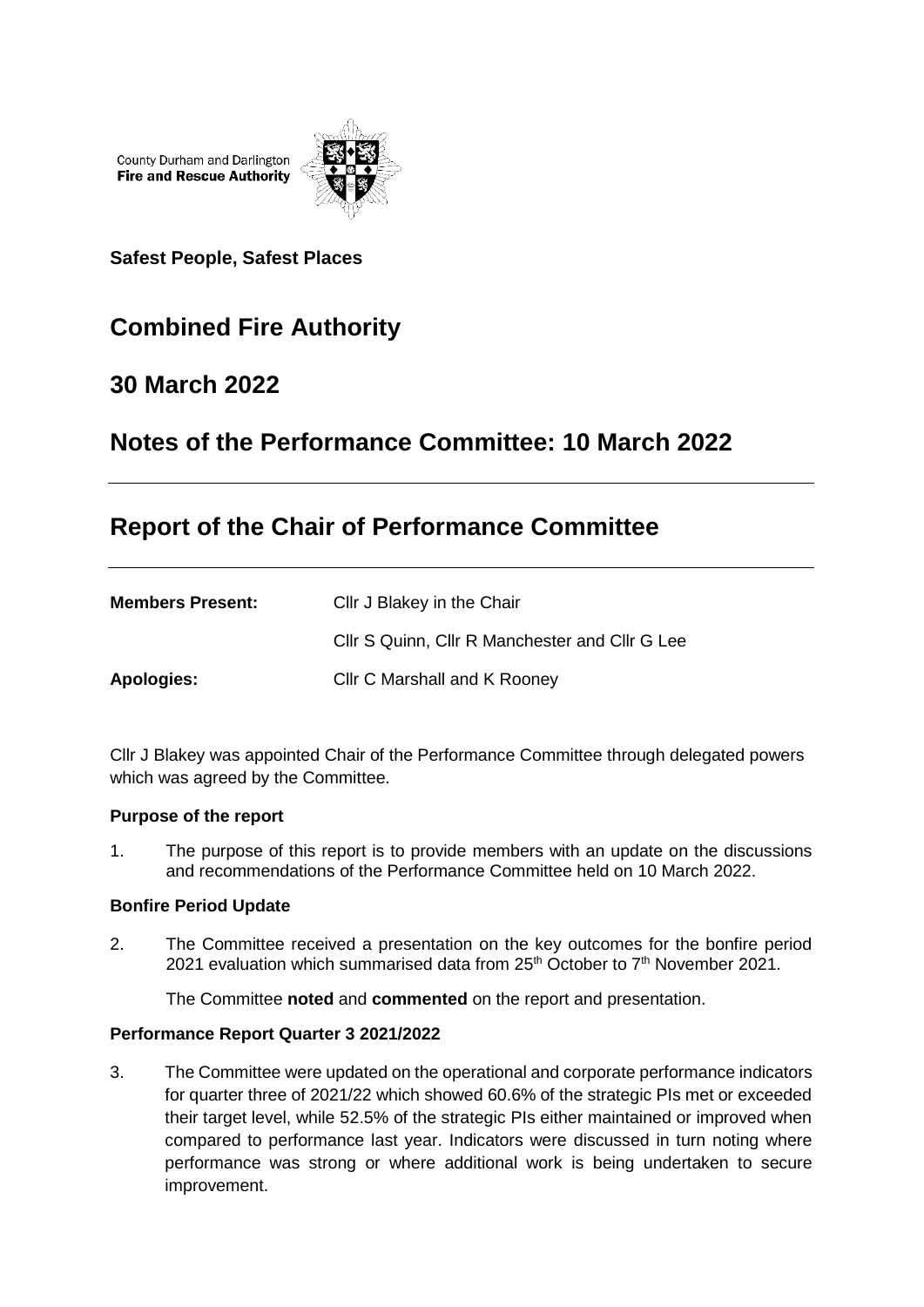County Durham and Darlington
**Fire and Rescue Authority**

**Safest People, Safest Places**

# Combined Fire Authority

## 30 March 2022

## Notes of the Performance Committee: 10 March 2022

---

## Report of the Chair of Performance Committee

---

| | |
|---|---|
| **Members Present:** | Cllr J Blakey in the Chair |
| | Cllr S Quinn, Cllr R Manchester and Cllr G Lee |
| **Apologies:** | Cllr C Marshall and K Rooney |

Cllr J Blakey was appointed Chair of the Performance Committee through delegated powers which was agreed by the Committee.

**Purpose of the report**

1. The purpose of this report is to provide members with an update on the discussions and recommendations of the Performance Committee held on 10 March 2022.

**Bonfire Period Update**

2. The Committee received a presentation on the key outcomes for the bonfire period 2021 evaluation which summarised data from 25th October to 7th November 2021.

   The Committee **noted** and **commented** on the report and presentation.

**Performance Report Quarter 3 2021/2022**

3. The Committee were updated on the operational and corporate performance indicators for quarter three of 2021/22 which showed 60.6% of the strategic PIs met or exceeded their target level, while 52.5% of the strategic PIs either maintained or improved when compared to performance last year. Indicators were discussed in turn noting where performance was strong or where additional work is being undertaken to secure improvement.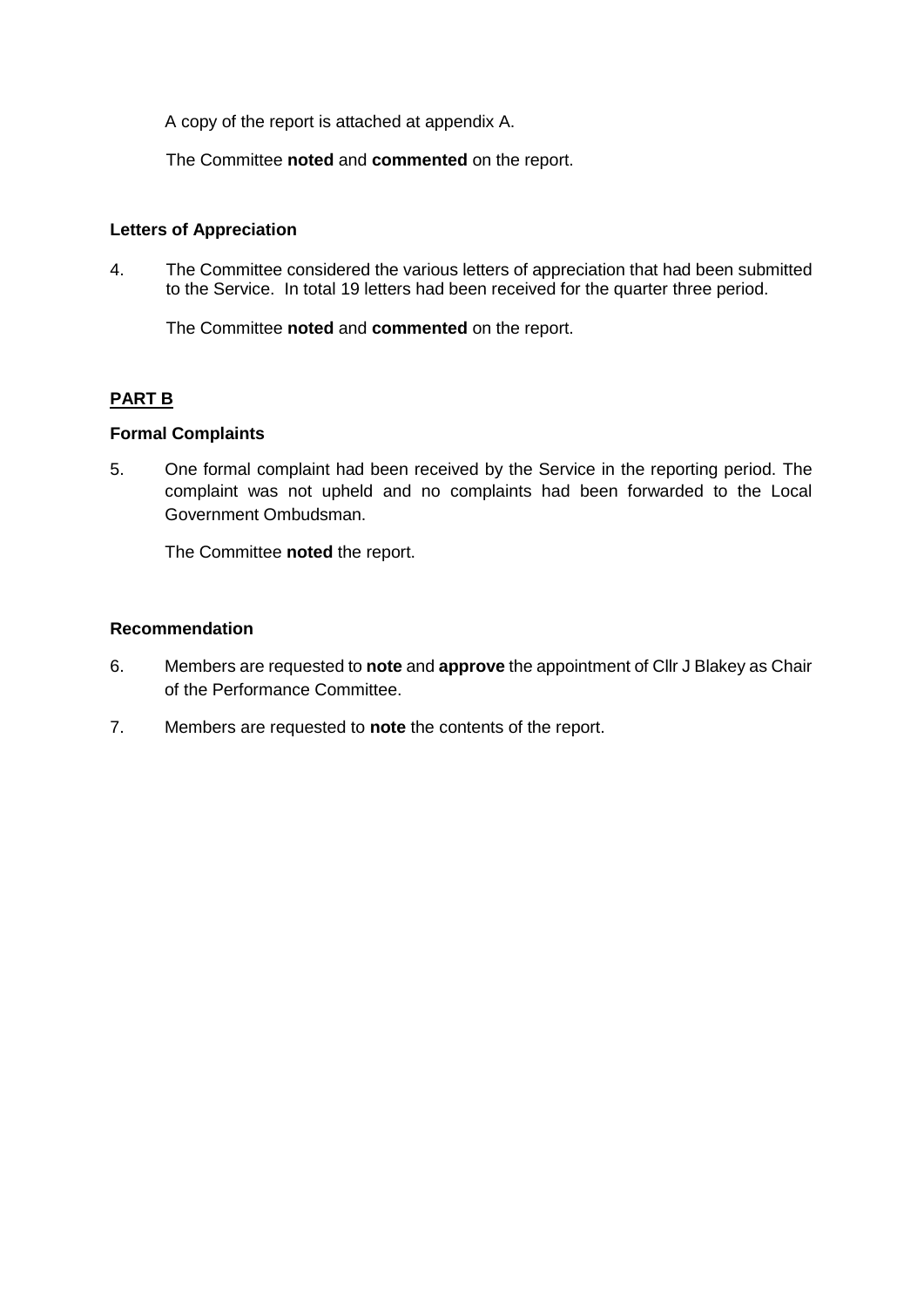A copy of the report is attached at appendix A.

The Committee **noted** and **commented** on the report.

**Letters of Appreciation**

4. The Committee considered the various letters of appreciation that had been submitted to the Service. In total 19 letters had been received for the quarter three period.

   The Committee **noted** and **commented** on the report.

## PART B

**Formal Complaints**

5. One formal complaint had been received by the Service in the reporting period. The complaint was not upheld and no complaints had been forwarded to the Local Government Ombudsman.

   The Committee **noted** the report.

**Recommendation**

6. Members are requested to **note** and **approve** the appointment of Cllr J Blakey as Chair of the Performance Committee.

7. Members are requested to **note** the contents of the report.